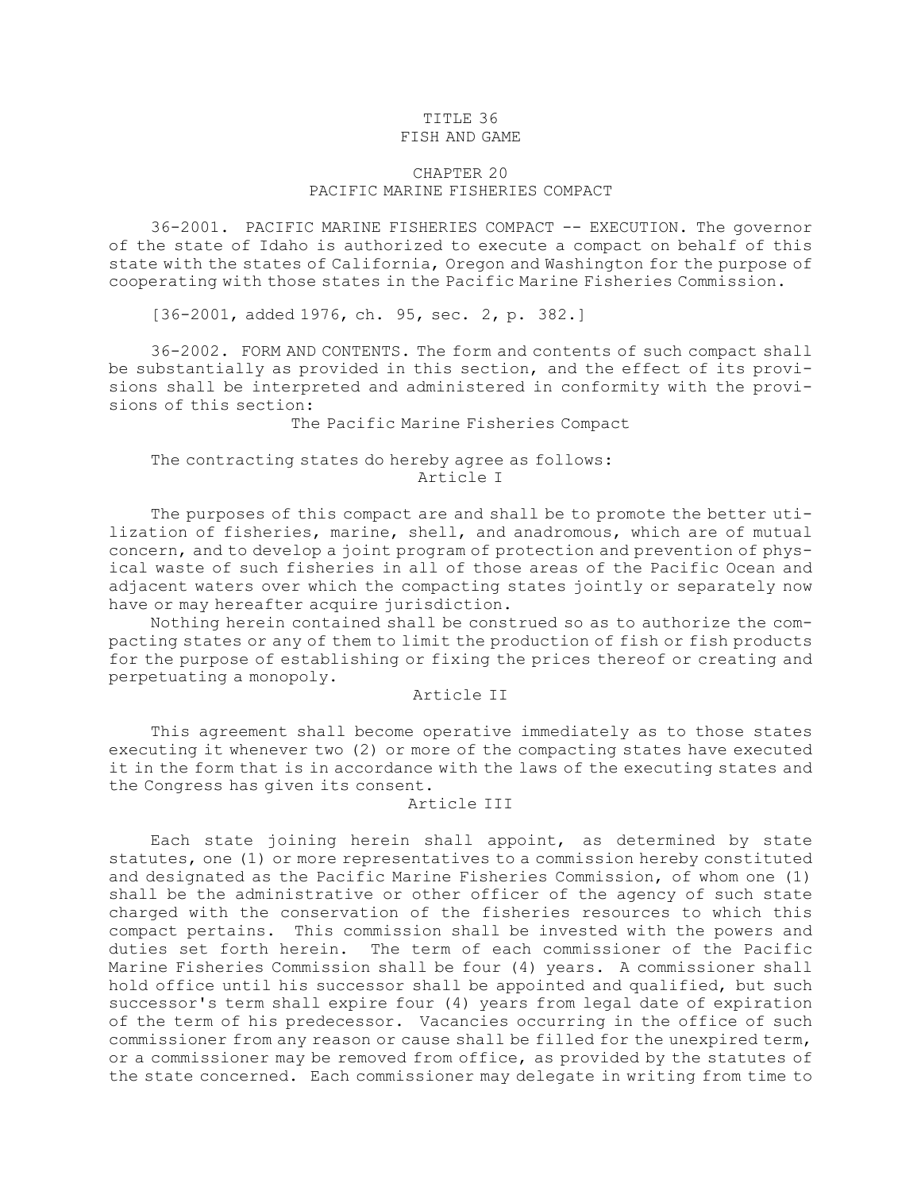# TITLE 36
# FISH AND GAME

## CHAPTER 20
## PACIFIC MARINE FISHERIES COMPACT

36-2001. PACIFIC MARINE FISHERIES COMPACT -- EXECUTION. The governor of the state of Idaho is authorized to execute a compact on behalf of this state with the states of California, Oregon and Washington for the purpose of cooperating with those states in the Pacific Marine Fisheries Commission.

[36-2001, added 1976, ch. 95, sec. 2, p. 382.]

36-2002. FORM AND CONTENTS. The form and contents of such compact shall be substantially as provided in this section, and the effect of its provisions shall be interpreted and administered in conformity with the provisions of this section:

The Pacific Marine Fisheries Compact

The contracting states do hereby agree as follows:

Article I

The purposes of this compact are and shall be to promote the better utilization of fisheries, marine, shell, and anadromous, which are of mutual concern, and to develop a joint program of protection and prevention of physical waste of such fisheries in all of those areas of the Pacific Ocean and adjacent waters over which the compacting states jointly or separately now have or may hereafter acquire jurisdiction.

Nothing herein contained shall be construed so as to authorize the compacting states or any of them to limit the production of fish or fish products for the purpose of establishing or fixing the prices thereof or creating and perpetuating a monopoly.

Article II

This agreement shall become operative immediately as to those states executing it whenever two (2) or more of the compacting states have executed it in the form that is in accordance with the laws of the executing states and the Congress has given its consent.

Article III

Each state joining herein shall appoint, as determined by state statutes, one (1) or more representatives to a commission hereby constituted and designated as the Pacific Marine Fisheries Commission, of whom one (1) shall be the administrative or other officer of the agency of such state charged with the conservation of the fisheries resources to which this compact pertains. This commission shall be invested with the powers and duties set forth herein. The term of each commissioner of the Pacific Marine Fisheries Commission shall be four (4) years. A commissioner shall hold office until his successor shall be appointed and qualified, but such successor's term shall expire four (4) years from legal date of expiration of the term of his predecessor. Vacancies occurring in the office of such commissioner from any reason or cause shall be filled for the unexpired term, or a commissioner may be removed from office, as provided by the statutes of the state concerned. Each commissioner may delegate in writing from time to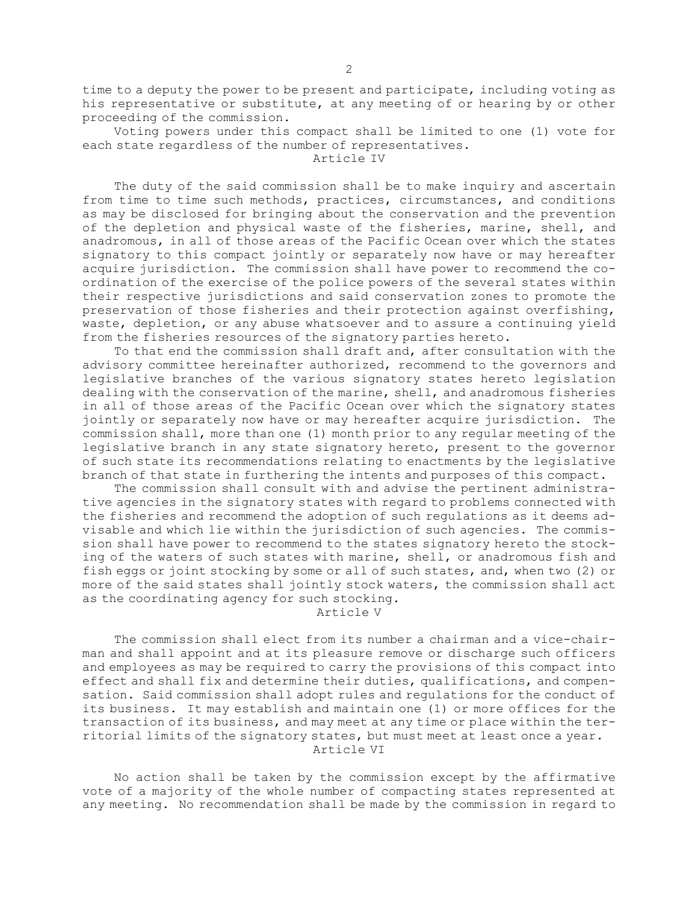time to a deputy the power to be present and participate, including voting as his representative or substitute, at any meeting of or hearing by or other proceeding of the commission.

Voting powers under this compact shall be limited to one (1) vote for each state regardless of the number of representatives.

## Article IV

The duty of the said commission shall be to make inquiry and ascertain from time to time such methods, practices, circumstances, and conditions as may be disclosed for bringing about the conservation and the prevention of the depletion and physical waste of the fisheries, marine, shell, and anadromous, in all of those areas of the Pacific Ocean over which the states signatory to this compact jointly or separately now have or may hereafter acquire jurisdiction. The commission shall have power to recommend the coordination of the exercise of the police powers of the several states within their respective jurisdictions and said conservation zones to promote the preservation of those fisheries and their protection against overfishing, waste, depletion, or any abuse whatsoever and to assure a continuing yield from the fisheries resources of the signatory parties hereto.

To that end the commission shall draft and, after consultation with the advisory committee hereinafter authorized, recommend to the governors and legislative branches of the various signatory states hereto legislation dealing with the conservation of the marine, shell, and anadromous fisheries in all of those areas of the Pacific Ocean over which the signatory states jointly or separately now have or may hereafter acquire jurisdiction. The commission shall, more than one (1) month prior to any regular meeting of the legislative branch in any state signatory hereto, present to the governor of such state its recommendations relating to enactments by the legislative branch of that state in furthering the intents and purposes of this compact.

The commission shall consult with and advise the pertinent administrative agencies in the signatory states with regard to problems connected with the fisheries and recommend the adoption of such regulations as it deems advisable and which lie within the jurisdiction of such agencies. The commission shall have power to recommend to the states signatory hereto the stocking of the waters of such states with marine, shell, or anadromous fish and fish eggs or joint stocking by some or all of such states, and, when two (2) or more of the said states shall jointly stock waters, the commission shall act as the coordinating agency for such stocking.

## Article V

The commission shall elect from its number a chairman and a vice-chairman and shall appoint and at its pleasure remove or discharge such officers and employees as may be required to carry the provisions of this compact into effect and shall fix and determine their duties, qualifications, and compensation. Said commission shall adopt rules and regulations for the conduct of its business. It may establish and maintain one (1) or more offices for the transaction of its business, and may meet at any time or place within the territorial limits of the signatory states, but must meet at least once a year.

## Article VI

No action shall be taken by the commission except by the affirmative vote of a majority of the whole number of compacting states represented at any meeting. No recommendation shall be made by the commission in regard to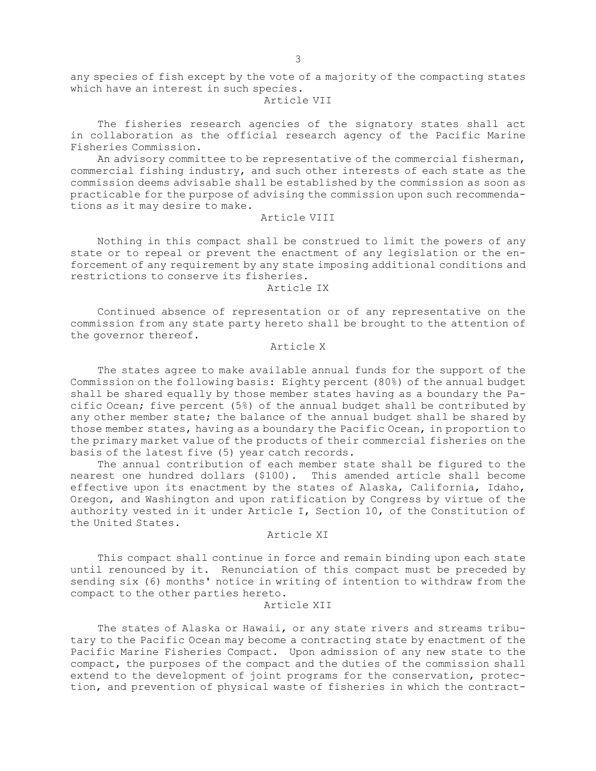any species of fish except by the vote of a majority of the compacting states which have an interest in such species.

## Article VII

The fisheries research agencies of the signatory states shall act in collaboration as the official research agency of the Pacific Marine Fisheries Commission.

An advisory committee to be representative of the commercial fisherman, commercial fishing industry, and such other interests of each state as the commission deems advisable shall be established by the commission as soon as practicable for the purpose of advising the commission upon such recommendations as it may desire to make.

## Article VIII

Nothing in this compact shall be construed to limit the powers of any state or to repeal or prevent the enactment of any legislation or the enforcement of any requirement by any state imposing additional conditions and restrictions to conserve its fisheries.

## Article IX

Continued absence of representation or of any representative on the commission from any state party hereto shall be brought to the attention of the governor thereof.

## Article X

The states agree to make available annual funds for the support of the Commission on the following basis: Eighty percent (80%) of the annual budget shall be shared equally by those member states having as a boundary the Pacific Ocean; five percent (5%) of the annual budget shall be contributed by any other member state; the balance of the annual budget shall be shared by those member states, having as a boundary the Pacific Ocean, in proportion to the primary market value of the products of their commercial fisheries on the basis of the latest five (5) year catch records.

The annual contribution of each member state shall be figured to the nearest one hundred dollars ($100). This amended article shall become effective upon its enactment by the states of Alaska, California, Idaho, Oregon, and Washington and upon ratification by Congress by virtue of the authority vested in it under Article I, Section 10, of the Constitution of the United States.

## Article XI

This compact shall continue in force and remain binding upon each state until renounced by it. Renunciation of this compact must be preceded by sending six (6) months' notice in writing of intention to withdraw from the compact to the other parties hereto.

## Article XII

The states of Alaska or Hawaii, or any state rivers and streams tributary to the Pacific Ocean may become a contracting state by enactment of the Pacific Marine Fisheries Compact. Upon admission of any new state to the compact, the purposes of the compact and the duties of the commission shall extend to the development of joint programs for the conservation, protection, and prevention of physical waste of fisheries in which the contract-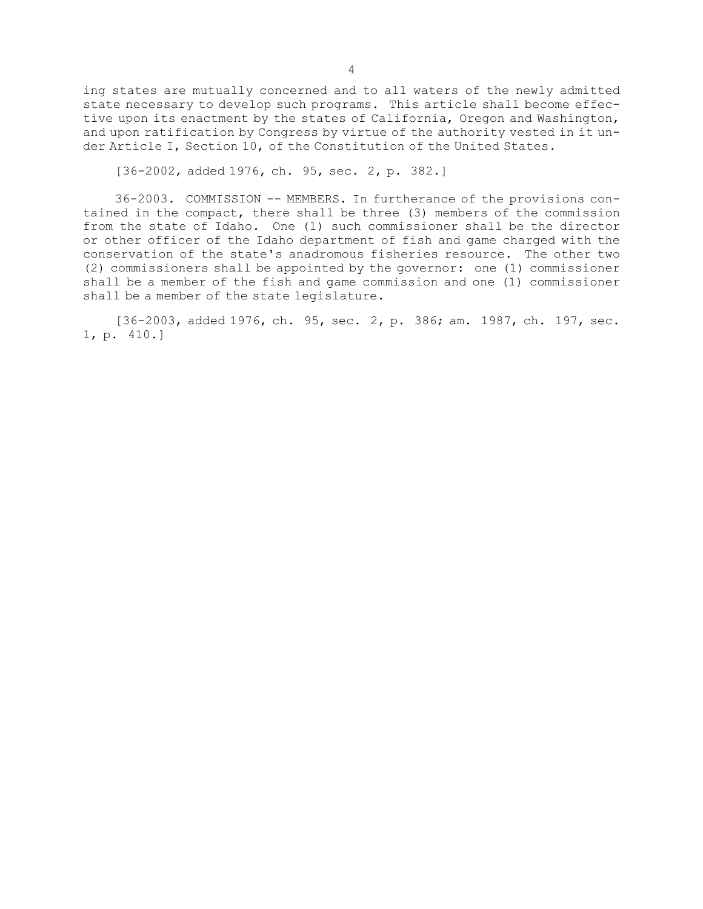ing states are mutually concerned and to all waters of the newly admitted state necessary to develop such programs. This article shall become effective upon its enactment by the states of California, Oregon and Washington, and upon ratification by Congress by virtue of the authority vested in it under Article I, Section 10, of the Constitution of the United States.

[36-2002, added 1976, ch. 95, sec. 2, p. 382.]

36-2003. COMMISSION -- MEMBERS. In furtherance of the provisions contained in the compact, there shall be three (3) members of the commission from the state of Idaho. One (1) such commissioner shall be the director or other officer of the Idaho department of fish and game charged with the conservation of the state's anadromous fisheries resource. The other two (2) commissioners shall be appointed by the governor: one (1) commissioner shall be a member of the fish and game commission and one (1) commissioner shall be a member of the state legislature.

[36-2003, added 1976, ch. 95, sec. 2, p. 386; am. 1987, ch. 197, sec. 1, p. 410.]